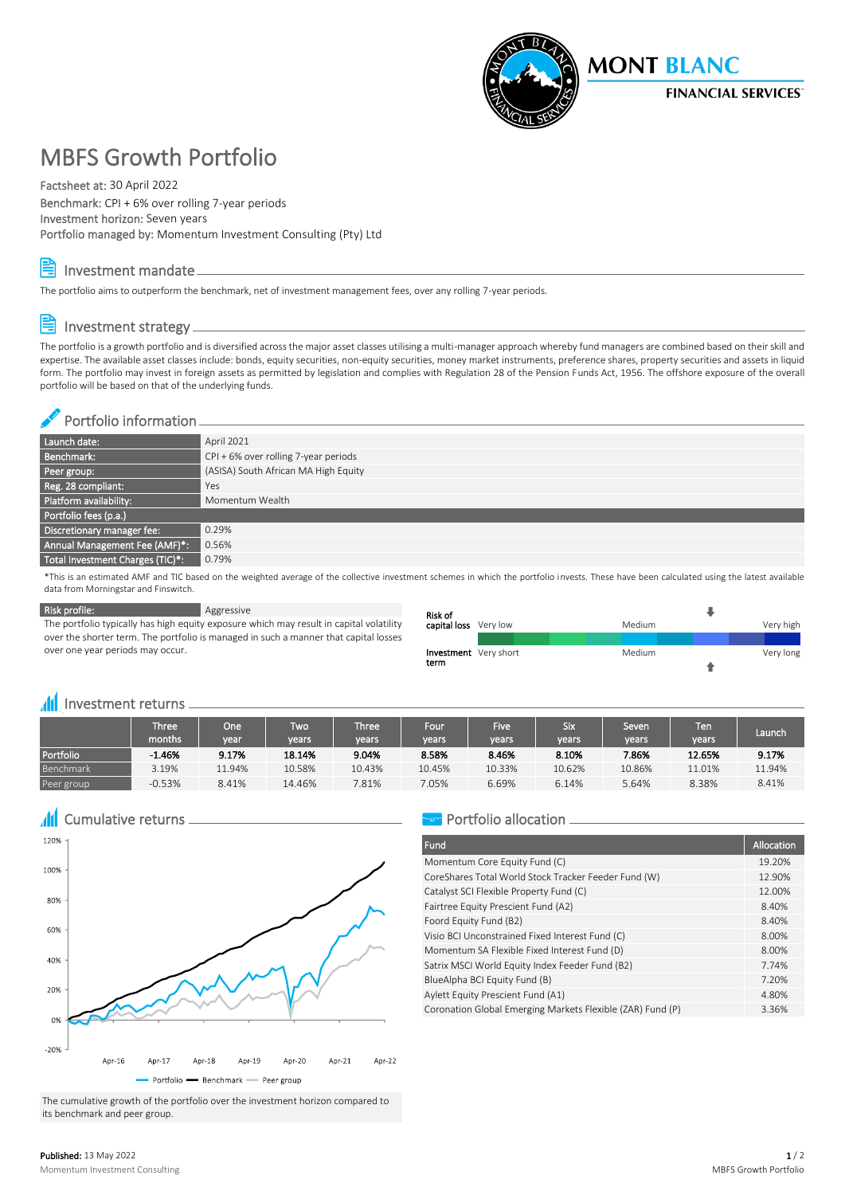# MBFS Growth Portfolio

Factsheet at: 30 April 2022
Benchmark: CPI + 6% over rolling 7-year periods
Investment horizon: Seven years
Portfolio managed by: Momentum Investment Consulting (Pty) Ltd

## Investment mandate

The portfolio aims to outperform the benchmark, net of investment management fees, over any rolling 7-year periods.

## Investment strategy

The portfolio is a growth portfolio and is diversified across the major asset classes utilising a multi-manager approach whereby fund managers are combined based on their skill and expertise. The available asset classes include: bonds, equity securities, non-equity securities, money market instruments, preference shares, property securities and assets in liquid form. The portfolio may invest in foreign assets as permitted by legislation and complies with Regulation 28 of the Pension Funds Act, 1956. The offshore exposure of the overall portfolio will be based on that of the underlying funds.

## Portfolio information

| | |
|---|---|
| Launch date: | April 2021 |
| Benchmark: | CPI + 6% over rolling 7-year periods |
| Peer group: | (ASISA) South African MA High Equity |
| Reg. 28 compliant: | Yes |
| Platform availability: | Momentum Wealth |
| **Portfolio fees (p.a.)** | |
| Discretionary manager fee: | 0.29% |
| Annual Management Fee (AMF)*: | 0.56% |
| Total Investment Charges (TIC)*: | 0.79% |

*This is an estimated AMF and TIC based on the weighted average of the collective investment schemes in which the portfolio invests. These have been calculated using the latest available data from Morningstar and Finswitch.

| | |
|---|---|
| Risk profile: | Aggressive |

The portfolio typically has high equity exposure which may result in capital volatility over the shorter term. The portfolio is managed in such a manner that capital losses over one year periods may occur.

Risk of capital loss: Very low — Medium — Very high

Investment term: Very short — Medium — Very long

## Investment returns

| | Three months | One year | Two years | Three years | Four years | Five years | Six years | Seven years | Ten years | Launch |
|---|---|---|---|---|---|---|---|---|---|---|
| **Portfolio** | **-1.46%** | **9.17%** | **18.14%** | **9.04%** | **8.58%** | **8.46%** | **8.10%** | **7.86%** | **12.65%** | **9.17%** |
| Benchmark | 3.19% | 11.94% | 10.58% | 10.43% | 10.45% | 10.33% | 10.62% | 10.86% | 11.01% | 11.94% |
| Peer group | -0.53% | 8.41% | 14.46% | 7.81% | 7.05% | 6.69% | 6.14% | 5.64% | 8.38% | 8.41% |

## Cumulative returns

The cumulative growth of the portfolio over the investment horizon compared to its benchmark and peer group.

## Portfolio allocation

| Fund | Allocation |
|---|---|
| Momentum Core Equity Fund (C) | 19.20% |
| CoreShares Total World Stock Tracker Feeder Fund (W) | 12.90% |
| Catalyst SCI Flexible Property Fund (C) | 12.00% |
| Fairtree Equity Prescient Fund (A2) | 8.40% |
| Foord Equity Fund (B2) | 8.40% |
| Visio BCI Unconstrained Fixed Interest Fund (C) | 8.00% |
| Momentum SA Flexible Fixed Interest Fund (D) | 8.00% |
| Satrix MSCI World Equity Index Feeder Fund (B2) | 7.74% |
| BlueAlpha BCI Equity Fund (B) | 7.20% |
| Aylett Equity Prescient Fund (A1) | 4.80% |
| Coronation Global Emerging Markets Flexible (ZAR) Fund (P) | 3.36% |

**Published:** 13 May 2022
Momentum Investment Consulting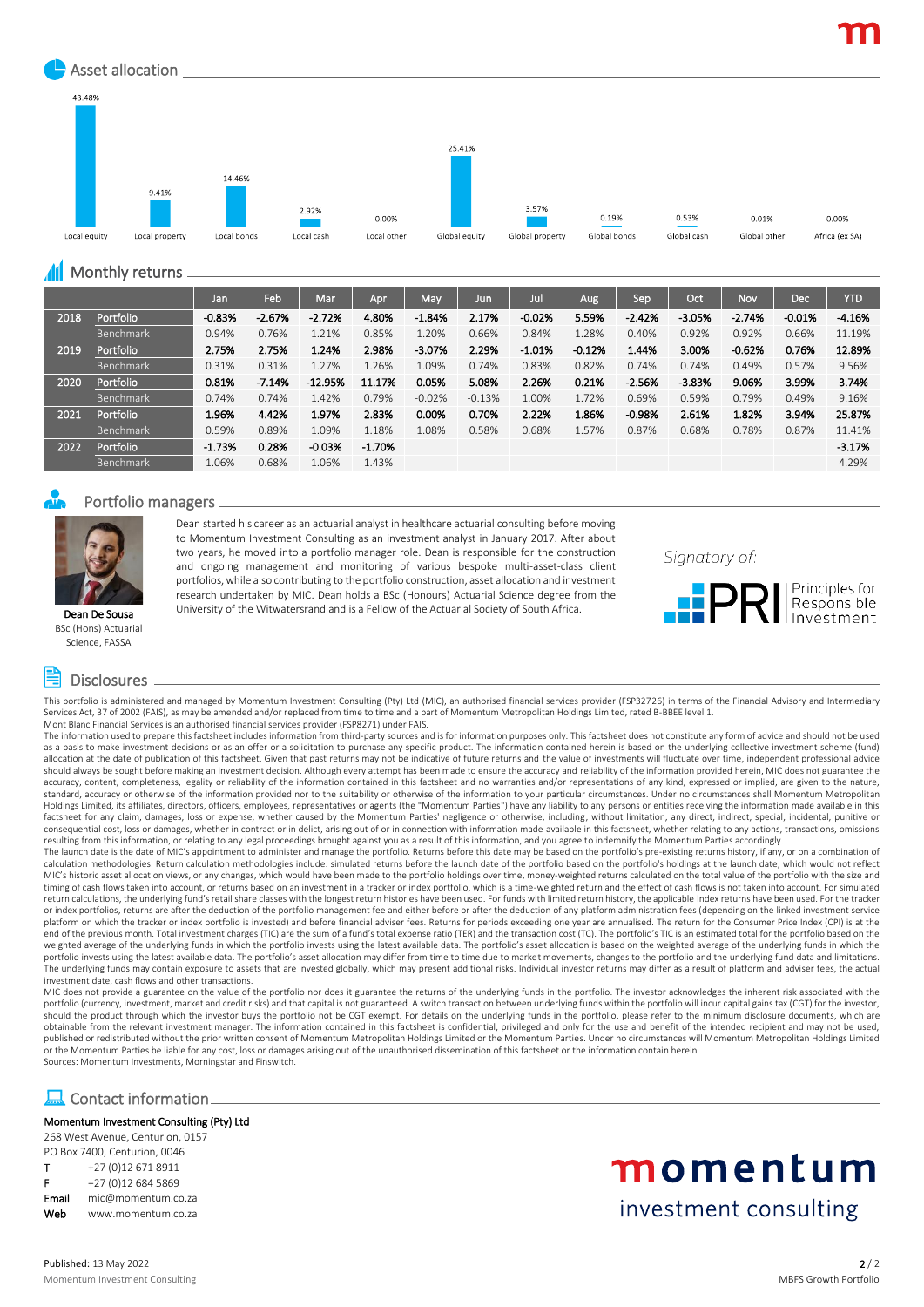## Asset allocation

43.48%
Local equity
9.41%
Local property
14.46%
Local bonds
2.92%
Local cash
0.00%
Local other
25.41%
Global equity
3.57%
Global property
0.19%
Global bonds
0.53%
Global cash
0.01%
Global other
0.00%
Africa (ex SA)

## Monthly returns

| | | Jan | Feb | Mar | Apr | May | Jun | Jul | Aug | Sep | Oct | Nov | Dec | YTD |
|---|---|---|---|---|---|---|---|---|---|---|---|---|---|---|
| 2018 | Portfolio | -0.83% | -2.67% | -2.72% | 4.80% | -1.84% | 2.17% | -0.02% | 5.59% | -2.42% | -3.05% | -2.74% | -0.01% | -4.16% |
| | Benchmark | 0.94% | 0.76% | 1.21% | 0.85% | 1.20% | 0.66% | 0.84% | 1.28% | 0.40% | 0.92% | 0.92% | 0.66% | 11.19% |
| 2019 | Portfolio | 2.75% | 2.75% | 1.24% | 2.98% | -3.07% | 2.29% | -1.01% | -0.12% | 1.44% | 3.00% | -0.62% | 0.76% | 12.89% |
| | Benchmark | 0.31% | 0.31% | 1.27% | 1.26% | 1.09% | 0.74% | 0.83% | 0.82% | 0.74% | 0.74% | 0.49% | 0.57% | 9.56% |
| 2020 | Portfolio | 0.81% | -7.14% | -12.95% | 11.17% | 0.05% | 5.08% | 2.26% | 0.21% | -2.56% | -3.83% | 9.06% | 3.99% | 3.74% |
| | Benchmark | 0.74% | 0.74% | 1.42% | 0.79% | -0.02% | -0.13% | 1.00% | 1.72% | 0.69% | 0.59% | 0.79% | 0.49% | 9.16% |
| 2021 | Portfolio | 1.96% | 4.42% | 1.97% | 2.83% | 0.00% | 0.70% | 2.22% | 1.86% | -0.98% | 2.61% | 1.82% | 3.94% | 25.87% |
| | Benchmark | 0.59% | 0.89% | 1.09% | 1.18% | 1.08% | 0.58% | 0.68% | 1.57% | 0.87% | 0.68% | 0.78% | 0.87% | 11.41% |
| 2022 | Portfolio | -1.73% | 0.28% | -0.03% | -1.70% | | | | | | | | | -3.17% |
| | Benchmark | 1.06% | 0.68% | 1.06% | 1.43% | | | | | | | | | 4.29% |

## Portfolio managers

**Dean De Sousa**
BSc (Hons) Actuarial Science, FASSA

Dean started his career as an actuarial analyst in healthcare actuarial consulting before moving to Momentum Investment Consulting as an investment analyst in January 2017. After about two years, he moved into a portfolio manager role. Dean is responsible for the construction and ongoing management and monitoring of various bespoke multi-asset-class client portfolios, while also contributing to the portfolio construction, asset allocation and investment research undertaken by MIC. Dean holds a BSc (Honours) Actuarial Science degree from the University of the Witwatersrand and is a Fellow of the Actuarial Society of South Africa.

Signatory of: PRI Principles for Responsible Investment

## Disclosures

This portfolio is administered and managed by Momentum Investment Consulting (Pty) Ltd (MIC), an authorised financial services provider (FSP32726) in terms of the Financial Advisory and Intermediary Services Act, 37 of 2002 (FAIS), as may be amended and/or replaced from time to time and a part of Momentum Metropolitan Holdings Limited, rated B-BBEE level 1.

Mont Blanc Financial Services is an authorised financial services provider (FSP8271) under FAIS.

The information used to prepare this factsheet includes information from third-party sources and is for information purposes only. This factsheet does not constitute any form of advice and should not be used as a basis to make investment decisions or as an offer or a solicitation to purchase any specific product. The information contained herein is based on the underlying collective investment scheme (fund) allocation at the date of publication of this factsheet. Given that past returns may not be indicative of future returns and the value of investments will fluctuate over time, independent professional advice should always be sought before making an investment decision. Although every attempt has been made to ensure the accuracy and reliability of the information provided herein, MIC does not guarantee the accuracy, content, completeness, legality or reliability of the information contained in this factsheet and no warranties and/or representations of any kind, expressed or implied, are given to the nature, standard, accuracy or otherwise of the information provided nor to the suitability or otherwise of the information to your particular circumstances. Under no circumstances shall Momentum Metropolitan Holdings Limited, its affiliates, directors, officers, employees, representatives or agents (the "Momentum Parties") have any liability to any persons or entities receiving the information made available in this factsheet for any claim, damages, loss or expense, whether caused by the Momentum Parties' negligence or otherwise, including, without limitation, any direct, indirect, special, incidental, punitive or consequential cost, loss or damages, whether in contract or in delict, arising out of or in connection with information made available in this factsheet, whether relating to any actions, transactions, omissions resulting from this information, or relating to any legal proceedings brought against you as a result of this information, and you agree to indemnify the Momentum Parties accordingly.

The launch date is the date of MIC's appointment to administer and manage the portfolio. Returns before this date may be based on the portfolio's pre-existing returns history, if any, or on a combination of calculation methodologies. Return calculation methodologies include: simulated returns before the launch date of the portfolio based on the portfolio's holdings at the launch date, which would not reflect MIC's historic asset allocation views, or any changes, which would have been made to the portfolio holdings over time, money-weighted returns calculated on the total value of the portfolio with the size and timing of cash flows taken into account, or returns based on an investment in a tracker or index portfolio, which is a time-weighted return and the effect of cash flows is not taken into account. For simulated return calculations, the underlying fund's retail share classes with the longest return histories have been used. For funds with limited return history, the applicable index returns have been used. For the tracker or index portfolios, returns are after the deduction of the portfolio management fee and either before or after the deduction of any platform administration fees (depending on the linked investment service platform on which the tracker or index portfolio is invested) and before financial adviser fees. Returns for periods exceeding one year are annualised. The return for the Consumer Price Index (CPI) is at the end of the previous month. Total investment charges (TIC) are the sum of a fund's total expense ratio (TER) and the transaction cost (TC). The portfolio's TIC is an estimated total for the portfolio based on the weighted average of the underlying funds in which the portfolio invests using the latest available data. The portfolio's asset allocation is based on the weighted average of the underlying funds in which the portfolio invests using the latest available data. The portfolio's asset allocation may differ from time to time due to market movements, changes to the portfolio and the underlying fund data and limitations. The underlying funds may contain exposure to assets that are invested globally, which may present additional risks. Individual investor returns may differ as a result of platform and adviser fees, the actual investment date, cash flows and other transactions.

MIC does not provide a guarantee on the value of the portfolio nor does it guarantee the returns of the underlying funds in the portfolio. The investor acknowledges the inherent risk associated with the portfolio (currency, investment, market and credit risks) and that capital is not guaranteed. A switch transaction between underlying funds within the portfolio will incur capital gains tax (CGT) for the investor, should the product through which the investor buys the portfolio not be CGT exempt. For details on the underlying funds in the portfolio, please refer to the minimum disclosure documents, which are obtainable from the relevant investment manager. The information contained in this factsheet is confidential, privileged and only for the use and benefit of the intended recipient and may not be used, published or redistributed without the prior written consent of Momentum Metropolitan Holdings Limited or the Momentum Parties. Under no circumstances will Momentum Metropolitan Holdings Limited or the Momentum Parties be liable for any cost, loss or damages arising out of the unauthorised dissemination of this factsheet or the information contain herein.

Sources: Momentum Investments, Morningstar and Finswitch.

## Contact information

**Momentum Investment Consulting (Pty) Ltd**
268 West Avenue, Centurion, 0157
PO Box 7400, Centurion, 0046

**T** +27 (0)12 671 8911
**F** +27 (0)12 684 5869
**Email** mic@momentum.co.za
**Web** www.momentum.co.za

momentum investment consulting

Published: 13 May 2022